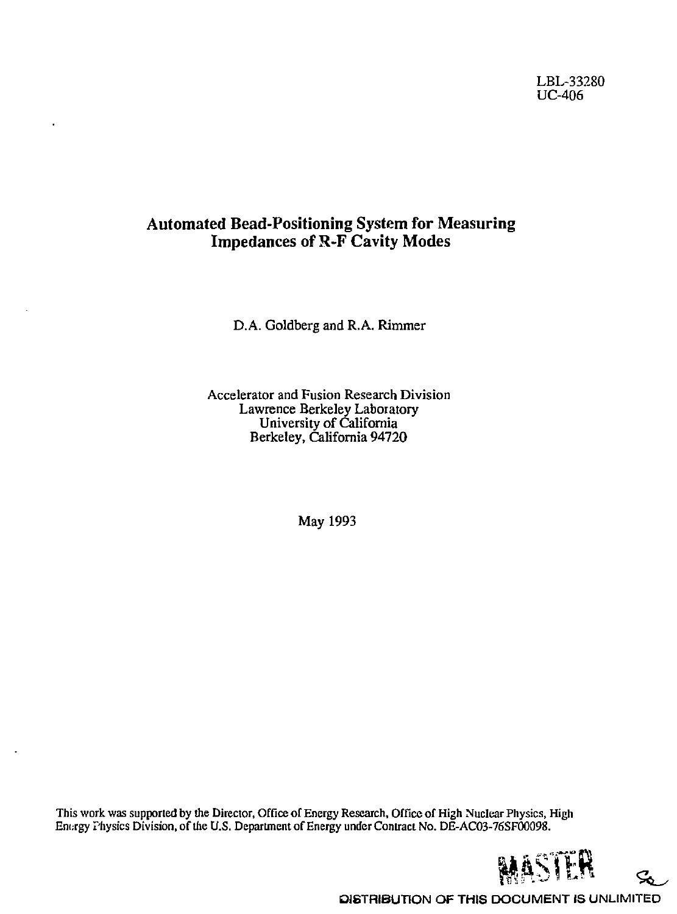LBL-33280
UC-406

# Automated Bead-Positioning System for Measuring Impedances of R-F Cavity Modes

D.A. Goldberg and R.A. Rimmer

Accelerator and Fusion Research Division
Lawrence Berkeley Laboratory
University of California
Berkeley, California 94720

May 1993

This work was supported by the Director, Office of Energy Research, Office of High Nuclear Physics, High Energy Physics Division, of the U.S. Department of Energy under Contract No. DE-AC03-76SF00098.

MASTER

DISTRIBUTION OF THIS DOCUMENT IS UNLIMITED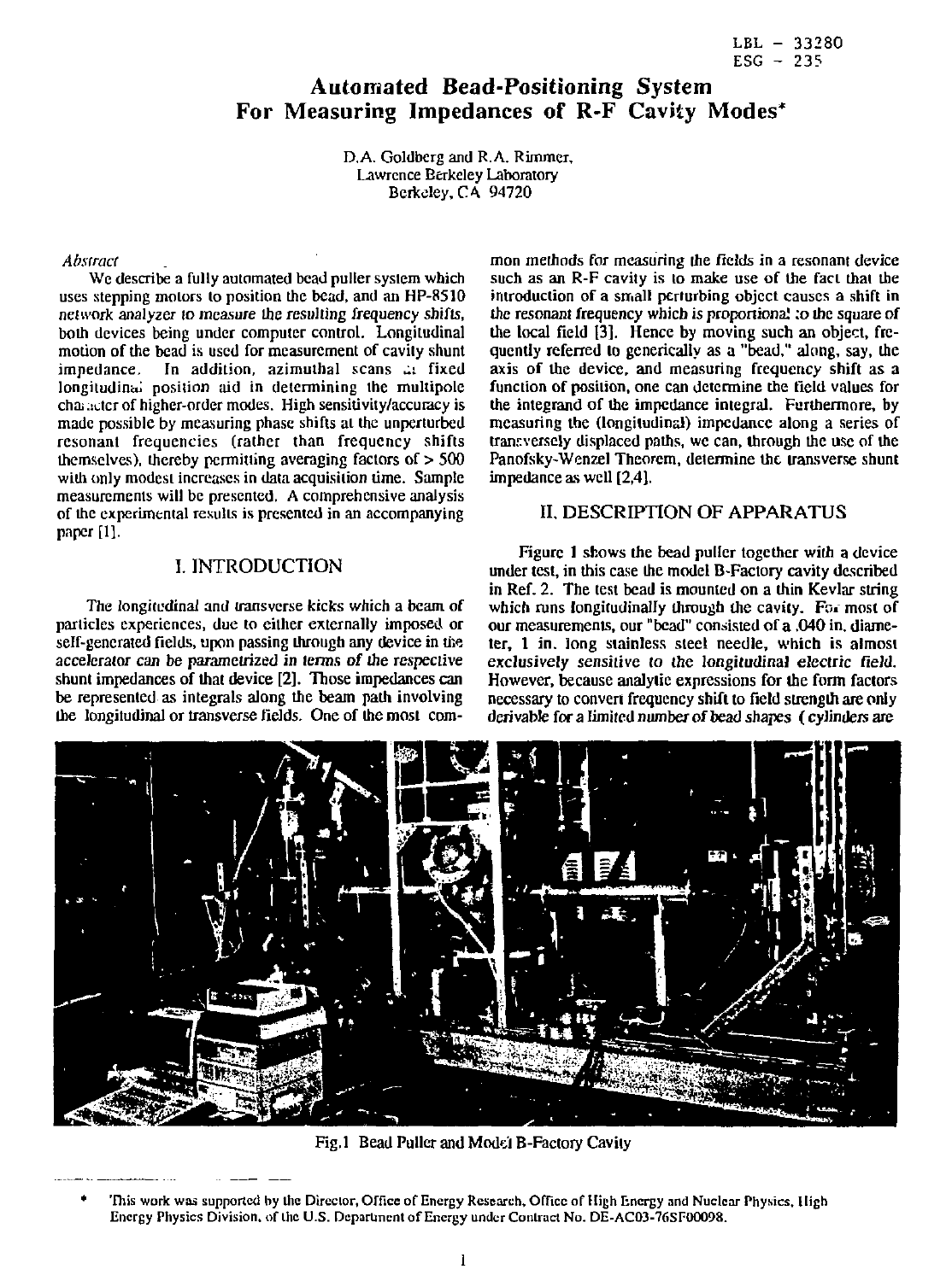LBL - 33280
ESG - 235

# Automated Bead-Positioning System For Measuring Impedances of R-F Cavity Modes*

D.A. Goldberg and R.A. Rimmer,
Lawrence Berkeley Laboratory
Berkeley, CA 94720

*Abstract*

We describe a fully automated bead puller system which uses stepping motors to position the bead, and an HP-8510 network analyzer to measure the resulting frequency shifts, both devices being under computer control. Longitudinal motion of the bead is used for measurement of cavity shunt impedance. In addition, azimuthal scans at fixed longitudinal position aid in determining the multipole character of higher-order modes. High sensitivity/accuracy is made possible by measuring phase shifts at the unperturbed resonant frequencies (rather than frequency shifts themselves), thereby permitting averaging factors of > 500 with only modest increases in data acquisition time. Sample measurements will be presented. A comprehensive analysis of the experimental results is presented in an accompanying paper [1].

## I. INTRODUCTION

The longitudinal and transverse kicks which a beam of particles experiences, due to either externally imposed or self-generated fields, upon passing through any device in the accelerator can be parametrized in terms of the respective shunt impedances of that device [2]. Those impedances can be represented as integrals along the beam path involving the longitudinal or transverse fields. One of the most common methods for measuring the fields in a resonant device such as an R-F cavity is to make use of the fact that the introduction of a small perturbing object causes a shift in the resonant frequency which is proportional to the square of the local field [3]. Hence by moving such an object, frequently referred to generically as a "bead," along, say, the axis of the device, and measuring frequency shift as a function of position, one can determine the field values for the integrand of the impedance integral. Furthermore, by measuring the (longitudinal) impedance along a series of transversely displaced paths, we can, through the use of the Panofsky-Wenzel Theorem, determine the transverse shunt impedance as well [2,4].

## II. DESCRIPTION OF APPARATUS

Figure 1 shows the bead puller together with a device under test, in this case the model B-Factory cavity described in Ref. 2. The test bead is mounted on a thin Kevlar string which runs longitudinally through the cavity. For most of our measurements, our "bead" consisted of a .040 in. diameter, 1 in. long stainless steel needle, which is almost exclusively sensitive to the longitudinal electric field. However, because analytic expressions for the form factors necessary to convert frequency shift to field strength are only derivable for a limited number of bead shapes ( cylinders are

Fig.1 Bead Puller and Model B-Factory Cavity

* This work was supported by the Director, Office of Energy Research, Office of High Energy and Nuclear Physics, High Energy Physics Division, of the U.S. Department of Energy under Contract No. DE-AC03-76SF00098.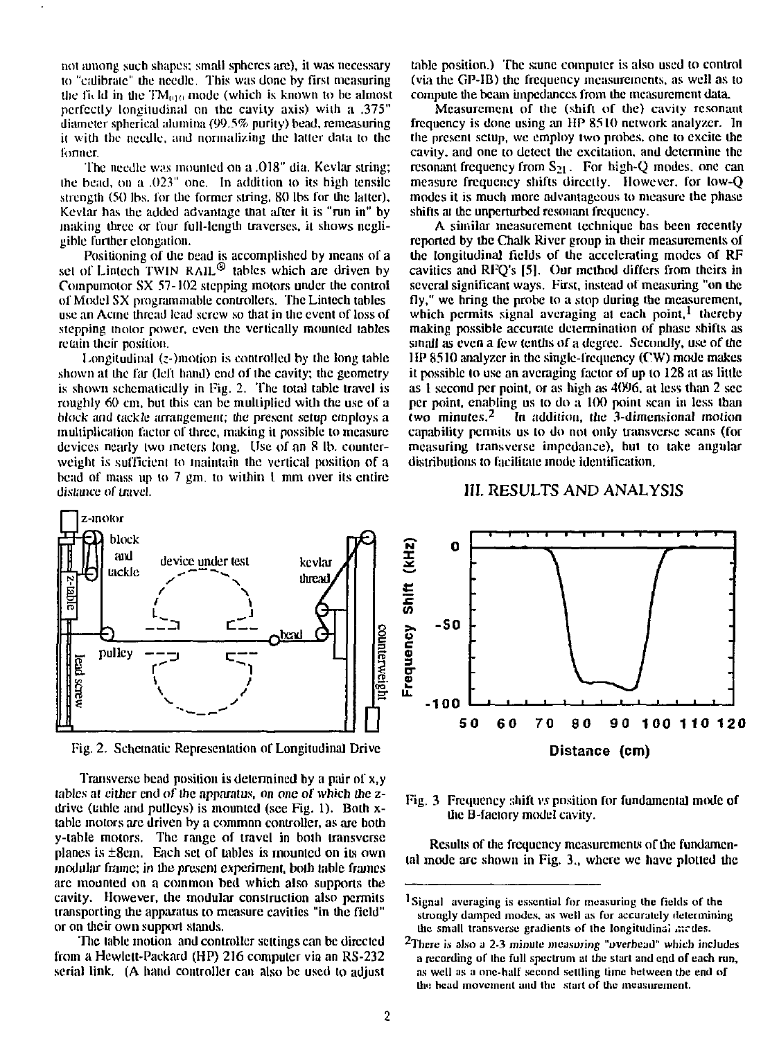not among such shapes; small spheres are), it was necessary to "calibrate" the needle. This was done by first measuring the field in the $TM_{010}$ mode (which is known to be almost perfectly longitudinal on the cavity axis) with a .375" diameter spherical alumina (99.5% purity) bead, remeasuring it with the needle, and normalizing the latter data to the former.

The needle was mounted on a .018" dia. Kevlar string; the bead, on a .023" one. In addition to its high tensile strength (50 lbs. for the former string, 80 lbs for the latter), Kevlar has the added advantage that after it is "run in" by making three or four full-length traverses, it shows negligible further elongation.

Positioning of the bead is accomplished by means of a set of Lintech TWIN RAIL® tables which are driven by Compumotor SX 57-102 stepping motors under the control of Model SX programmable controllers. The Lintech tables use an Acme thread lead screw so that in the event of loss of stepping motor power, even the vertically mounted tables retain their position.

Longitudinal (z-)motion is controlled by the long table shown at the far (left hand) end of the cavity; the geometry is shown schematically in Fig. 2. The total table travel is roughly 60 cm, but this can be multiplied with the use of a block and tackle arrangement; the present setup employs a multiplication factor of three, making it possible to measure devices nearly two meters long. Use of an 8 lb. counterweight is sufficient to maintain the vertical position of a bead of mass up to 7 gm. to within 1 mm over its entire distance of travel.

Fig. 2. Schematic Representation of Longitudinal Drive

Transverse bead position is determined by a pair of x,y tables at either end of the apparatus, on one of which the z-drive (table and pulleys) is mounted (see Fig. 1). Both x-table motors are driven by a common controller, as are both y-table motors. The range of travel in both transverse planes is ±8cm. Each set of tables is mounted on its own modular frame; in the present experiment, both table frames are mounted on a common bed which also supports the cavity. However, the modular construction also permits transporting the apparatus to measure cavities "in the field" or on their own support stands.

The table motion and controller settings can be directed from a Hewlett-Packard (HP) 216 computer via an RS-232 serial link. (A hand controller can also be used to adjust table position.) The same computer is also used to control (via the GP-IB) the frequency measurements, as well as to compute the beam impedances from the measurement data.

Measurement of the (shift of the) cavity resonant frequency is done using an HP 8510 network analyzer. In the present setup, we employ two probes, one to excite the cavity, and one to detect the excitation, and determine the resonant frequency from $S_{21}$. For high-Q modes, one can measure frequency shifts directly. However, for low-Q modes it is much more advantageous to measure the phase shifts at the unperturbed resonant frequency.

A similar measurement technique has been recently reported by the Chalk River group in their measurements of the longitudinal fields of the accelerating modes of RF cavities and RFQ's [5]. Our method differs from theirs in several significant ways. First, instead of measuring "on the fly," we bring the probe to a stop during the measurement, which permits signal averaging at each point,[1] thereby making possible accurate determination of phase shifts as small as even a few tenths of a degree. Secondly, use of the HP 8510 analyzer in the single-frequency (CW) mode makes it possible to use an averaging factor of up to 128 at as little as 1 second per point, or as high as 4096, at less than 2 sec per point, enabling us to do a 100 point scan in less than two minutes.[2] In addition, the 3-dimensional motion capability permits us to do not only transverse scans (for measuring transverse impedance), but to take angular distributions to facilitate mode identification.

## III. RESULTS AND ANALYSIS

Fig. 3 Frequency shift *vs* position for fundamental mode of the B-factory model cavity.

Results of the frequency measurements of the fundamental mode are shown in Fig. 3., where we have plotted the

[1] Signal averaging is essential for measuring the fields of the strongly damped modes, as well as for accurately determining the small transverse gradients of the longitudinal modes.

[2] There is also a 2-3 minute measuring "overhead" which includes a recording of the full spectrum at the start and end of each run, as well as a one-half second settling time between the end of the bead movement and the start of the measurement.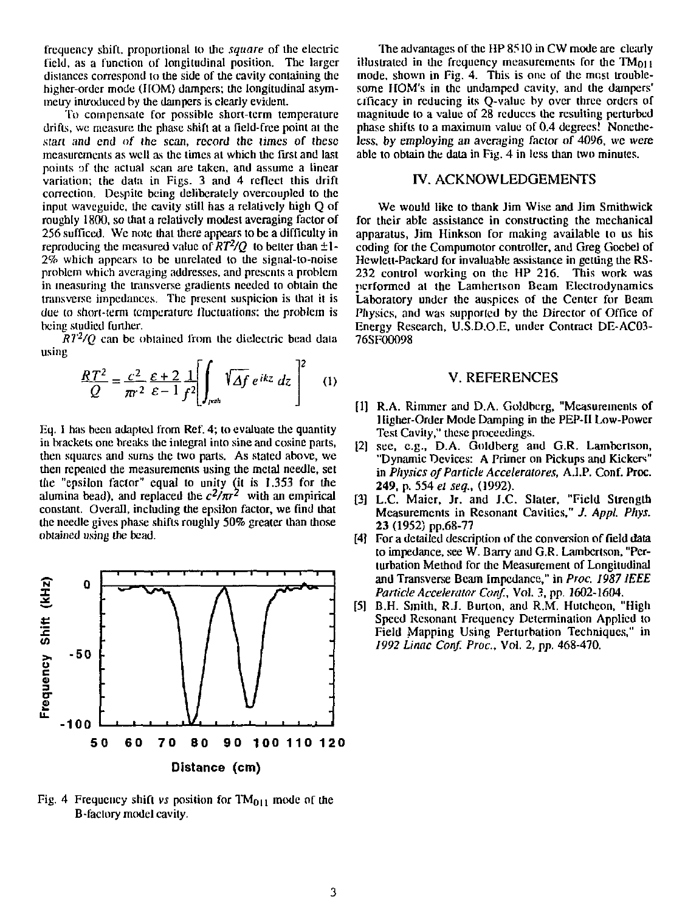frequency shift, proportional to the *square* of the electric field, as a function of longitudinal position. The larger distances correspond to the side of the cavity containing the higher-order mode (HOM) dampers; the longitudinal asymmetry introduced by the dampers is clearly evident.

To compensate for possible short-term temperature drifts, we measure the phase shift at a field-free point at the *start and end of the scan, record the times of these* measurements as well as the times at which the first and last points of the actual scan are taken, and assume a linear variation; the data in Figs. 3 and 4 reflect this drift correction. Despite being deliberately overcoupled to the input waveguide, the cavity still has a relatively high Q of roughly 1800, so that a relatively modest averaging factor of 256 sufficed. We note that there appears to be a difficulty in reproducing the measured value of $RT^2/Q$ to better than ±1-2% which appears to be unrelated to the signal-to-noise problem which averaging addresses, and presents a problem in measuring the transverse gradients needed to obtain the transverse impedances. The present suspicion is that it is due to short-term temperature fluctuations; the problem is being studied further.

$RT^2/Q$ can be obtained from the dielectric bead data using

$$\frac{RT^2}{Q} = \frac{c^2}{\pi r^2}\frac{\varepsilon+2}{\varepsilon-1}\frac{1}{f^2}\left[\int_{path}\sqrt{\Delta f}\,e^{ikz}\,dz\right]^2 \qquad (1)$$

Eq. 1 has been adapted from Ref. 4; to evaluate the quantity in brackets one breaks the integral into sine and cosine parts, then squares and sums the two parts. As stated above, we then repeated the measurements using the metal needle, set the "epsilon factor" equal to unity (it is 1.353 for the alumina bead), and replaced the $c^2/\pi r^2$ with an empirical constant. Overall, including the epsilon factor, we find that the needle gives phase shifts roughly 50% greater than those obtained using the bead.

Frequency Shift (kHz)
0
-50
-100
50 60 70 80 90 100 110 120
Distance (cm)

Fig. 4 Frequency shift *vs* position for $TM_{011}$ mode of the B-factory model cavity.

The advantages of the HP 8510 in CW mode are clearly illustrated in the frequency measurements for the $TM_{011}$ mode, shown in Fig. 4. This is one of the most troublesome HOM's in the undamped cavity, and the dampers' efficacy in reducing its Q-value by over three orders of magnitude to a value of 28 reduces the resulting perturbed phase shifts to a maximum value of 0.4 degrees! Nonetheless, by employing an averaging factor of 4096, we were able to obtain the data in Fig. 4 in less than two minutes.

## IV. ACKNOWLEDGEMENTS

We would like to thank Jim Wise and Jim Smithwick for their able assistance in constructing the mechanical apparatus, Jim Hinkson for making available to us his coding for the Compumotor controller, and Greg Goebel of Hewlett-Packard for invaluable assistance in getting the RS-232 control working on the HP 216. This work was performed at the Lambertson Beam Electrodynamics Laboratory under the auspices of the Center for Beam Physics, and was supported by the Director of Office of Energy Research, U.S.D.O.E, under Contract DE-AC03-76SF00098

## V. REFERENCES

[1] R.A. Rimmer and D.A. Goldberg, "Measurements of Higher-Order Mode Damping in the PEP-II Low-Power Test Cavity," these proceedings.

[2] see, e.g., D.A. Goldberg and G.R. Lambertson, "Dynamic Devices: A Primer on Pickups and Kickers" in *Physics of Particle Acceleratores*, A.I.P. Conf. Proc. **249**, p. 554 *et seq.*, (1992).

[3] L.C. Maier, Jr. and J.C. Slater, "Field Strength Measurements in Resonant Cavities," *J. Appl. Phys.* **23** (1952) pp.68-77

[4] For a detailed description of the conversion of field data to impedance, see W. Barry and G.R. Lambertson, "Perturbation Method for the Measurement of Longitudinal and Transverse Beam Impedance," in *Proc. 1987 IEEE Particle Accelerator Conf.*, Vol. 3, pp. 1602-1604.

[5] B.H. Smith, R.J. Burton, and R.M. Hutcheon, "High Speed Resonant Frequency Determination Applied to Field Mapping Using Perturbation Techniques," in *1992 Linac Conf. Proc.*, Vol. 2, pp. 468-470.